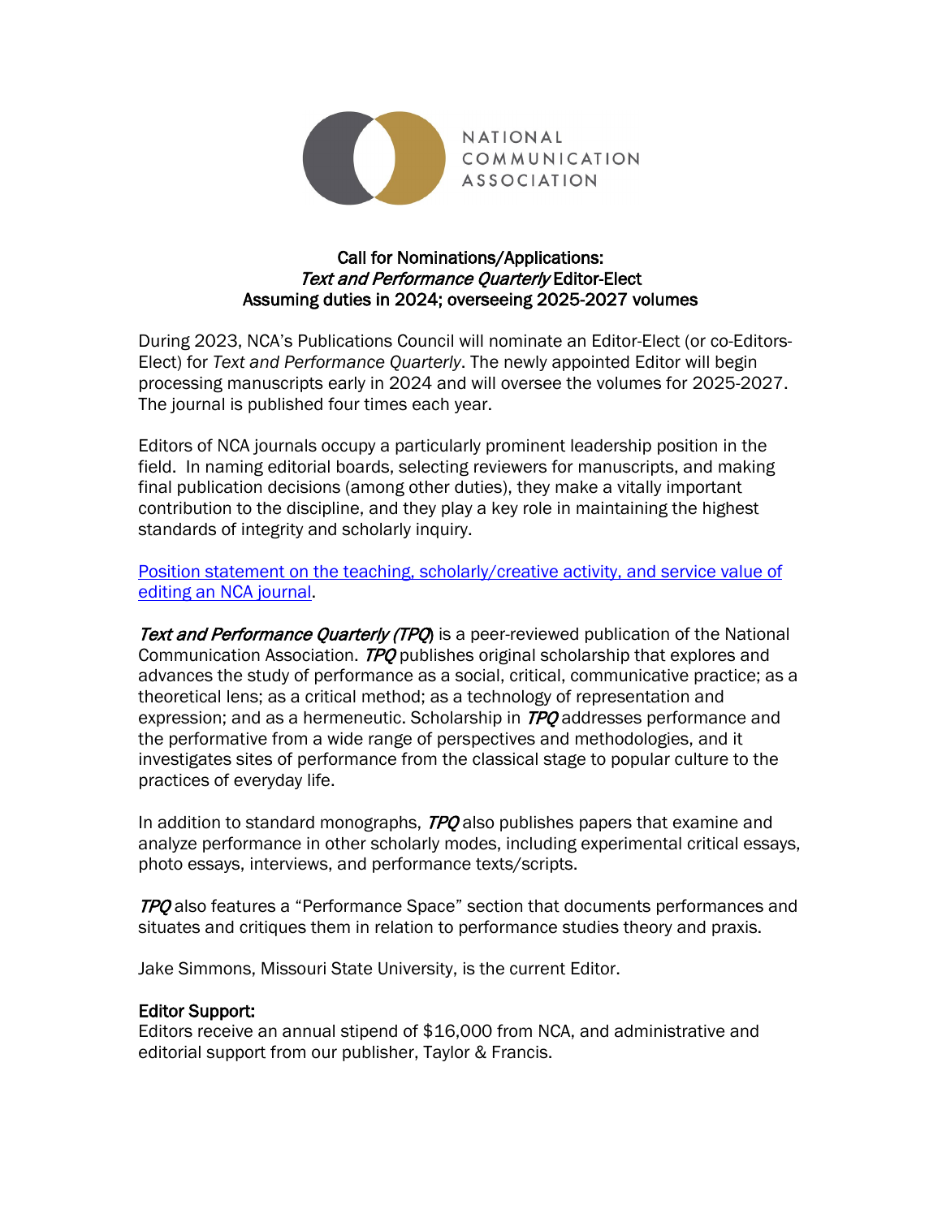NATIONAL COMMUNICATION ASSOCIATION

**Call for Nominations/Applications:**
***Text and Performance Quarterly* Editor-Elect**
**Assuming duties in 2024; overseeing 2025-2027 volumes**

During 2023, NCA's Publications Council will nominate an Editor-Elect (or co-Editors-Elect) for *Text and Performance Quarterly*. The newly appointed Editor will begin processing manuscripts early in 2024 and will oversee the volumes for 2025-2027. The journal is published four times each year.

Editors of NCA journals occupy a particularly prominent leadership position in the field. In naming editorial boards, selecting reviewers for manuscripts, and making final publication decisions (among other duties), they make a vitally important contribution to the discipline, and they play a key role in maintaining the highest standards of integrity and scholarly inquiry.

Position statement on the teaching, scholarly/creative activity, and service value of editing an NCA journal.

*Text and Performance Quarterly (TPQ)* is a peer-reviewed publication of the National Communication Association. *TPQ* publishes original scholarship that explores and advances the study of performance as a social, critical, communicative practice; as a theoretical lens; as a critical method; as a technology of representation and expression; and as a hermeneutic. Scholarship in *TPQ* addresses performance and the performative from a wide range of perspectives and methodologies, and it investigates sites of performance from the classical stage to popular culture to the practices of everyday life.

In addition to standard monographs, *TPQ* also publishes papers that examine and analyze performance in other scholarly modes, including experimental critical essays, photo essays, interviews, and performance texts/scripts.

*TPQ* also features a "Performance Space" section that documents performances and situates and critiques them in relation to performance studies theory and praxis.

Jake Simmons, Missouri State University, is the current Editor.

**Editor Support:**
Editors receive an annual stipend of $16,000 from NCA, and administrative and editorial support from our publisher, Taylor & Francis.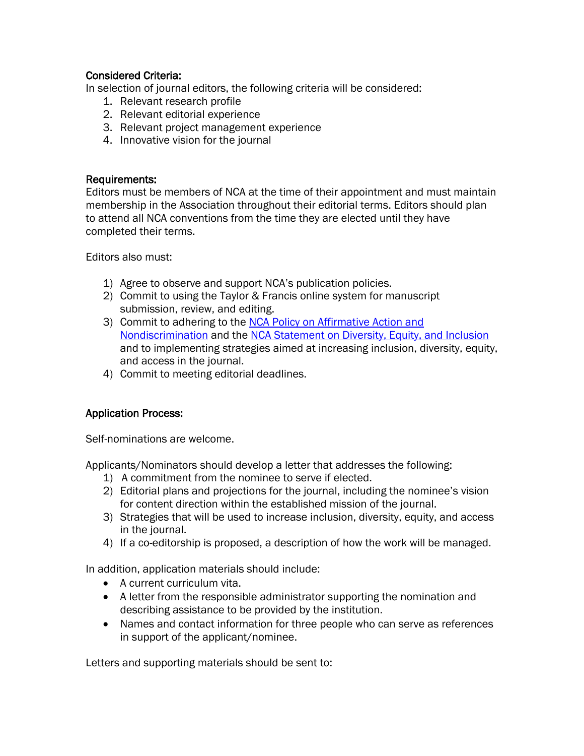**Considered Criteria:**

In selection of journal editors, the following criteria will be considered:

1. Relevant research profile
2. Relevant editorial experience
3. Relevant project management experience
4. Innovative vision for the journal

**Requirements:**

Editors must be members of NCA at the time of their appointment and must maintain membership in the Association throughout their editorial terms. Editors should plan to attend all NCA conventions from the time they are elected until they have completed their terms.

Editors also must:

1) Agree to observe and support NCA's publication policies.
2) Commit to using the Taylor & Francis online system for manuscript submission, review, and editing.
3) Commit to adhering to the NCA Policy on Affirmative Action and Nondiscrimination and the NCA Statement on Diversity, Equity, and Inclusion and to implementing strategies aimed at increasing inclusion, diversity, equity, and access in the journal.
4) Commit to meeting editorial deadlines.

**Application Process:**

Self-nominations are welcome.

Applicants/Nominators should develop a letter that addresses the following:

1) A commitment from the nominee to serve if elected.
2) Editorial plans and projections for the journal, including the nominee's vision for content direction within the established mission of the journal.
3) Strategies that will be used to increase inclusion, diversity, equity, and access in the journal.
4) If a co-editorship is proposed, a description of how the work will be managed.

In addition, application materials should include:

- A current curriculum vita.
- A letter from the responsible administrator supporting the nomination and describing assistance to be provided by the institution.
- Names and contact information for three people who can serve as references in support of the applicant/nominee.

Letters and supporting materials should be sent to: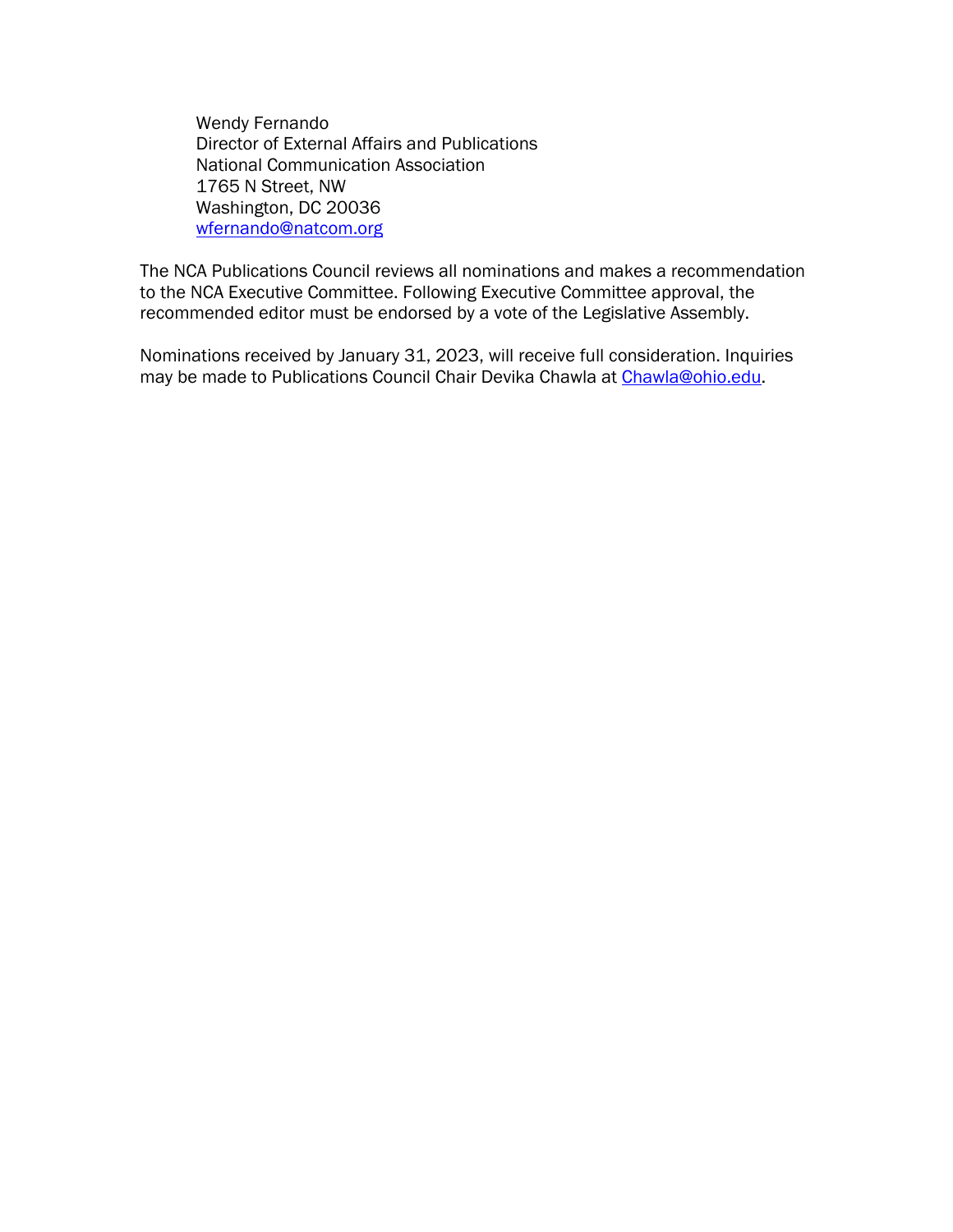Wendy Fernando
Director of External Affairs and Publications
National Communication Association
1765 N Street, NW
Washington, DC 20036
wfernando@natcom.org

The NCA Publications Council reviews all nominations and makes a recommendation to the NCA Executive Committee. Following Executive Committee approval, the recommended editor must be endorsed by a vote of the Legislative Assembly.

Nominations received by January 31, 2023, will receive full consideration. Inquiries may be made to Publications Council Chair Devika Chawla at Chawla@ohio.edu.